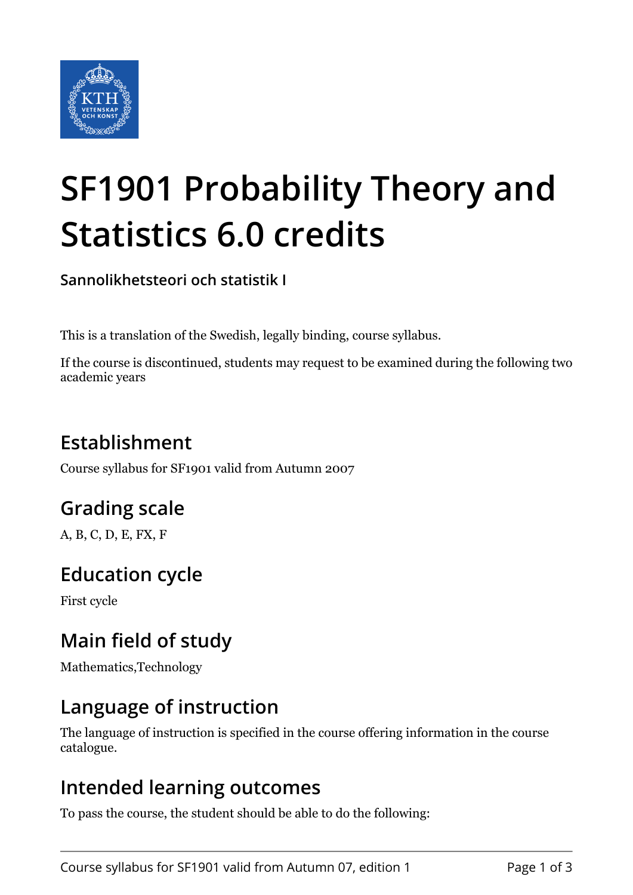# SF1901 Probability Theory and Statistics 6.0 credits

**Sannolikhetsteori och statistik I**

This is a translation of the Swedish, legally binding, course syllabus.

If the course is discontinued, students may request to be examined during the following two academic years

## Establishment

Course syllabus for SF1901 valid from Autumn 2007

## Grading scale

A, B, C, D, E, FX, F

## Education cycle

First cycle

## Main field of study

Mathematics,Technology

## Language of instruction

The language of instruction is specified in the course offering information in the course catalogue.

## Intended learning outcomes

To pass the course, the student should be able to do the following: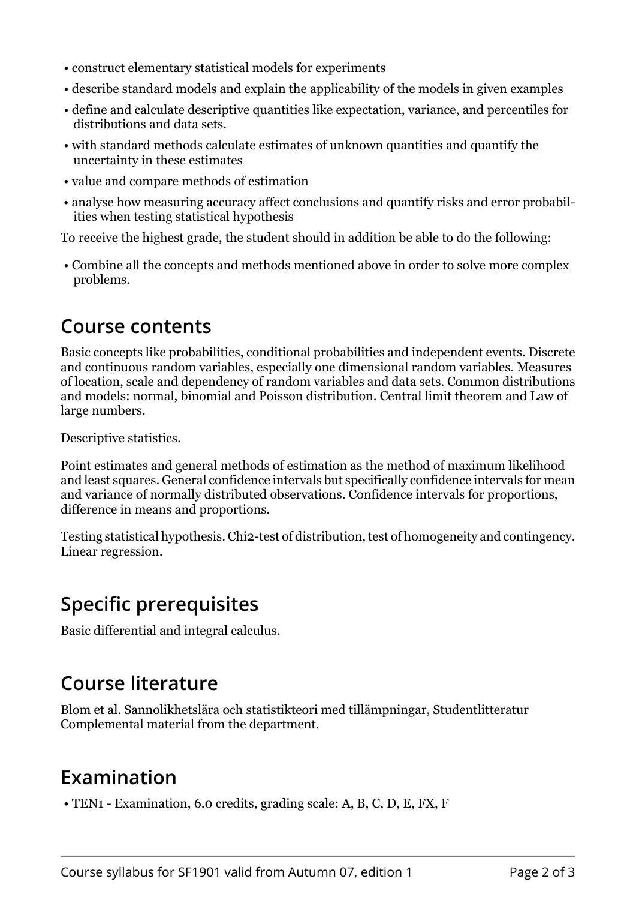- construct elementary statistical models for experiments
- describe standard models and explain the applicability of the models in given examples
- define and calculate descriptive quantities like expectation, variance, and percentiles for distributions and data sets.
- with standard methods calculate estimates of unknown quantities and quantify the uncertainty in these estimates
- value and compare methods of estimation
- analyse how measuring accuracy affect conclusions and quantify risks and error probabilities when testing statistical hypothesis

To receive the highest grade, the student should in addition be able to do the following:

- Combine all the concepts and methods mentioned above in order to solve more complex problems.

## Course contents

Basic concepts like probabilities, conditional probabilities and independent events. Discrete and continuous random variables, especially one dimensional random variables. Measures of location, scale and dependency of random variables and data sets. Common distributions and models: normal, binomial and Poisson distribution. Central limit theorem and Law of large numbers.

Descriptive statistics.

Point estimates and general methods of estimation as the method of maximum likelihood and least squares. General confidence intervals but specifically confidence intervals for mean and variance of normally distributed observations. Confidence intervals for proportions, difference in means and proportions.

Testing statistical hypothesis. Chi2-test of distribution, test of homogeneity and contingency. Linear regression.

## Specific prerequisites

Basic differential and integral calculus.

## Course literature

Blom et al. Sannolikhetslära och statistikteori med tillämpningar, Studentlitteratur
Complemental material from the department.

## Examination

- TEN1 - Examination, 6.0 credits, grading scale: A, B, C, D, E, FX, F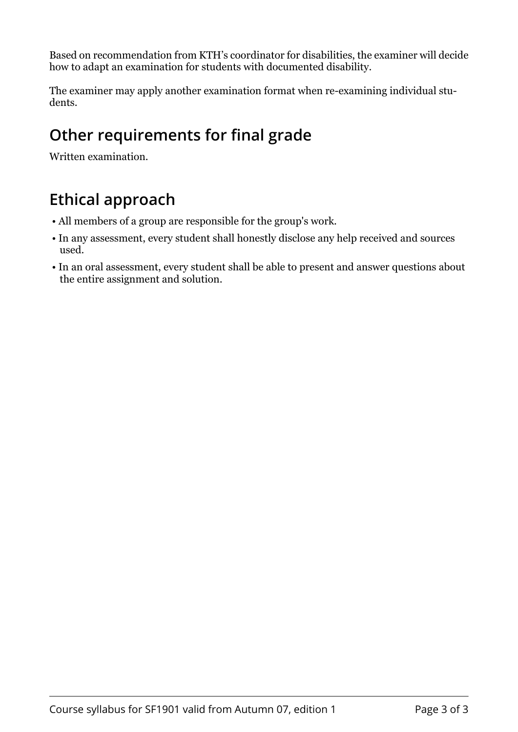Based on recommendation from KTH's coordinator for disabilities, the examiner will decide how to adapt an examination for students with documented disability.

The examiner may apply another examination format when re-examining individual students.

## Other requirements for final grade

Written examination.

## Ethical approach

- All members of a group are responsible for the group's work.
- In any assessment, every student shall honestly disclose any help received and sources used.
- In an oral assessment, every student shall be able to present and answer questions about the entire assignment and solution.